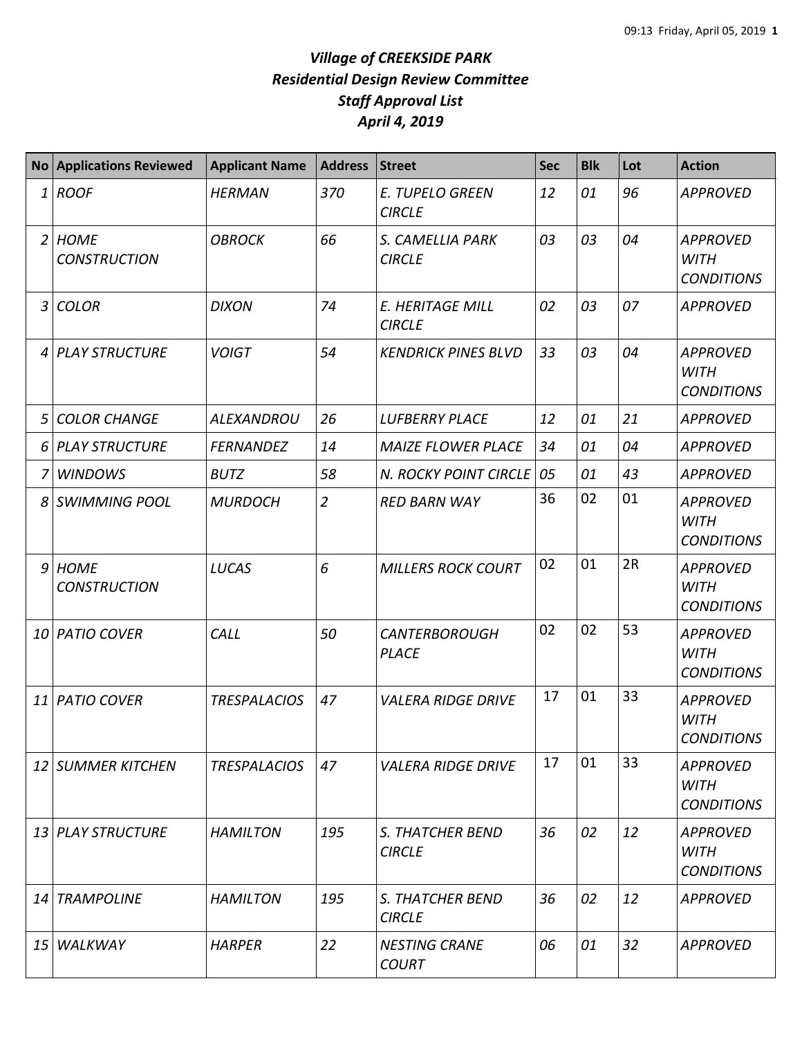***Village of CREEKSIDE PARK***
***Residential Design Review Committee***
***Staff Approval List***
***April 4, 2019***

| No | Applications Reviewed | Applicant Name | Address | Street | Sec | Blk | Lot | Action |
|---|---|---|---|---|---|---|---|---|
| 1 | ROOF | HERMAN | 370 | E. TUPELO GREEN CIRCLE | 12 | 01 | 96 | APPROVED |
| 2 | HOME CONSTRUCTION | OBROCK | 66 | S. CAMELLIA PARK CIRCLE | 03 | 03 | 04 | APPROVED WITH CONDITIONS |
| 3 | COLOR | DIXON | 74 | E. HERITAGE MILL CIRCLE | 02 | 03 | 07 | APPROVED |
| 4 | PLAY STRUCTURE | VOIGT | 54 | KENDRICK PINES BLVD | 33 | 03 | 04 | APPROVED WITH CONDITIONS |
| 5 | COLOR CHANGE | ALEXANDROU | 26 | LUFBERRY PLACE | 12 | 01 | 21 | APPROVED |
| 6 | PLAY STRUCTURE | FERNANDEZ | 14 | MAIZE FLOWER PLACE | 34 | 01 | 04 | APPROVED |
| 7 | WINDOWS | BUTZ | 58 | N. ROCKY POINT CIRCLE | 05 | 01 | 43 | APPROVED |
| 8 | SWIMMING POOL | MURDOCH | 2 | RED BARN WAY | 36 | 02 | 01 | APPROVED WITH CONDITIONS |
| 9 | HOME CONSTRUCTION | LUCAS | 6 | MILLERS ROCK COURT | 02 | 01 | 2R | APPROVED WITH CONDITIONS |
| 10 | PATIO COVER | CALL | 50 | CANTERBOROUGH PLACE | 02 | 02 | 53 | APPROVED WITH CONDITIONS |
| 11 | PATIO COVER | TRESPALACIOS | 47 | VALERA RIDGE DRIVE | 17 | 01 | 33 | APPROVED WITH CONDITIONS |
| 12 | SUMMER KITCHEN | TRESPALACIOS | 47 | VALERA RIDGE DRIVE | 17 | 01 | 33 | APPROVED WITH CONDITIONS |
| 13 | PLAY STRUCTURE | HAMILTON | 195 | S. THATCHER BEND CIRCLE | 36 | 02 | 12 | APPROVED WITH CONDITIONS |
| 14 | TRAMPOLINE | HAMILTON | 195 | S. THATCHER BEND CIRCLE | 36 | 02 | 12 | APPROVED |
| 15 | WALKWAY | HARPER | 22 | NESTING CRANE COURT | 06 | 01 | 32 | APPROVED |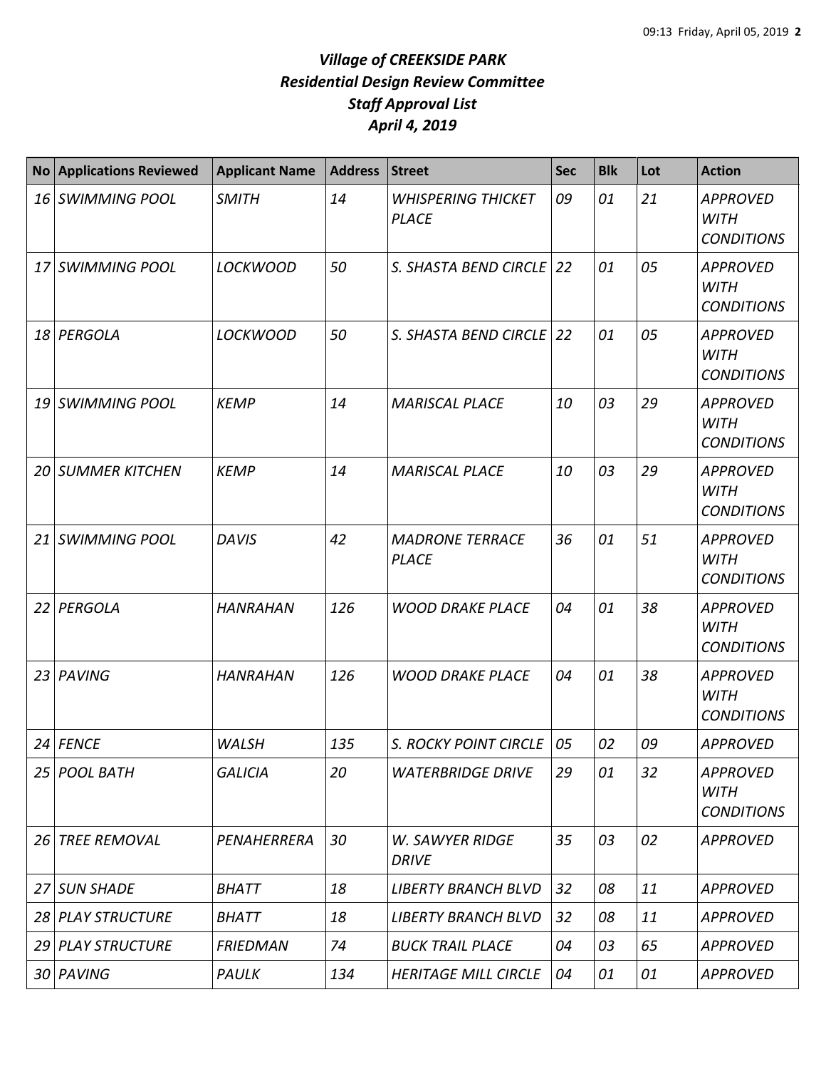# *Village of CREEKSIDE PARK*
## *Residential Design Review Committee*
## *Staff Approval List*
## *April 4, 2019*

| No | Applications Reviewed | Applicant Name | Address | Street | Sec | Blk | Lot | Action |
|---|---|---|---|---|---|---|---|---|
| *16* | *SWIMMING POOL* | *SMITH* | *14* | *WHISPERING THICKET PLACE* | *09* | *01* | *21* | *APPROVED WITH CONDITIONS* |
| *17* | *SWIMMING POOL* | *LOCKWOOD* | *50* | *S. SHASTA BEND CIRCLE* | *22* | *01* | *05* | *APPROVED WITH CONDITIONS* |
| *18* | *PERGOLA* | *LOCKWOOD* | *50* | *S. SHASTA BEND CIRCLE* | *22* | *01* | *05* | *APPROVED WITH CONDITIONS* |
| *19* | *SWIMMING POOL* | *KEMP* | *14* | *MARISCAL PLACE* | *10* | *03* | *29* | *APPROVED WITH CONDITIONS* |
| *20* | *SUMMER KITCHEN* | *KEMP* | *14* | *MARISCAL PLACE* | *10* | *03* | *29* | *APPROVED WITH CONDITIONS* |
| *21* | *SWIMMING POOL* | *DAVIS* | *42* | *MADRONE TERRACE PLACE* | *36* | *01* | *51* | *APPROVED WITH CONDITIONS* |
| *22* | *PERGOLA* | *HANRAHAN* | *126* | *WOOD DRAKE PLACE* | *04* | *01* | *38* | *APPROVED WITH CONDITIONS* |
| *23* | *PAVING* | *HANRAHAN* | *126* | *WOOD DRAKE PLACE* | *04* | *01* | *38* | *APPROVED WITH CONDITIONS* |
| *24* | *FENCE* | *WALSH* | *135* | *S. ROCKY POINT CIRCLE* | *05* | *02* | *09* | *APPROVED* |
| *25* | *POOL BATH* | *GALICIA* | *20* | *WATERBRIDGE DRIVE* | *29* | *01* | *32* | *APPROVED WITH CONDITIONS* |
| *26* | *TREE REMOVAL* | *PENAHERRERA* | *30* | *W. SAWYER RIDGE DRIVE* | *35* | *03* | *02* | *APPROVED* |
| *27* | *SUN SHADE* | *BHATT* | *18* | *LIBERTY BRANCH BLVD* | *32* | *08* | *11* | *APPROVED* |
| *28* | *PLAY STRUCTURE* | *BHATT* | *18* | *LIBERTY BRANCH BLVD* | *32* | *08* | *11* | *APPROVED* |
| *29* | *PLAY STRUCTURE* | *FRIEDMAN* | *74* | *BUCK TRAIL PLACE* | *04* | *03* | *65* | *APPROVED* |
| *30* | *PAVING* | *PAULK* | *134* | *HERITAGE MILL CIRCLE* | *04* | *01* | *01* | *APPROVED* |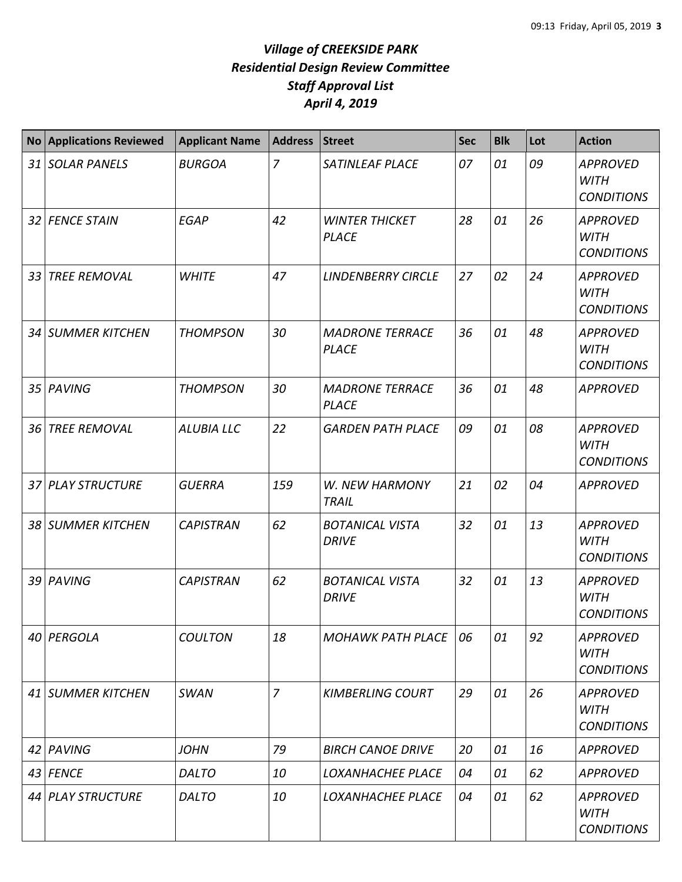# *Village of CREEKSIDE PARK*
# *Residential Design Review Committee*
# *Staff Approval List*
# *April 4, 2019*

| No | Applications Reviewed | Applicant Name | Address | Street | Sec | Blk | Lot | Action |
|---|---|---|---|---|---|---|---|---|
| *31* | *SOLAR PANELS* | *BURGOA* | *7* | *SATINLEAF PLACE* | *07* | *01* | *09* | *APPROVED WITH CONDITIONS* |
| *32* | *FENCE STAIN* | *EGAP* | *42* | *WINTER THICKET PLACE* | *28* | *01* | *26* | *APPROVED WITH CONDITIONS* |
| *33* | *TREE REMOVAL* | *WHITE* | *47* | *LINDENBERRY CIRCLE* | *27* | *02* | *24* | *APPROVED WITH CONDITIONS* |
| *34* | *SUMMER KITCHEN* | *THOMPSON* | *30* | *MADRONE TERRACE PLACE* | *36* | *01* | *48* | *APPROVED WITH CONDITIONS* |
| *35* | *PAVING* | *THOMPSON* | *30* | *MADRONE TERRACE PLACE* | *36* | *01* | *48* | *APPROVED* |
| *36* | *TREE REMOVAL* | *ALUBIA LLC* | *22* | *GARDEN PATH PLACE* | *09* | *01* | *08* | *APPROVED WITH CONDITIONS* |
| *37* | *PLAY STRUCTURE* | *GUERRA* | *159* | *W. NEW HARMONY TRAIL* | *21* | *02* | *04* | *APPROVED* |
| *38* | *SUMMER KITCHEN* | *CAPISTRAN* | *62* | *BOTANICAL VISTA DRIVE* | *32* | *01* | *13* | *APPROVED WITH CONDITIONS* |
| *39* | *PAVING* | *CAPISTRAN* | *62* | *BOTANICAL VISTA DRIVE* | *32* | *01* | *13* | *APPROVED WITH CONDITIONS* |
| *40* | *PERGOLA* | *COULTON* | *18* | *MOHAWK PATH PLACE* | *06* | *01* | *92* | *APPROVED WITH CONDITIONS* |
| *41* | *SUMMER KITCHEN* | *SWAN* | *7* | *KIMBERLING COURT* | *29* | *01* | *26* | *APPROVED WITH CONDITIONS* |
| *42* | *PAVING* | *JOHN* | *79* | *BIRCH CANOE DRIVE* | *20* | *01* | *16* | *APPROVED* |
| *43* | *FENCE* | *DALTO* | *10* | *LOXANHACHEE PLACE* | *04* | *01* | *62* | *APPROVED* |
| *44* | *PLAY STRUCTURE* | *DALTO* | *10* | *LOXANHACHEE PLACE* | *04* | *01* | *62* | *APPROVED WITH CONDITIONS* |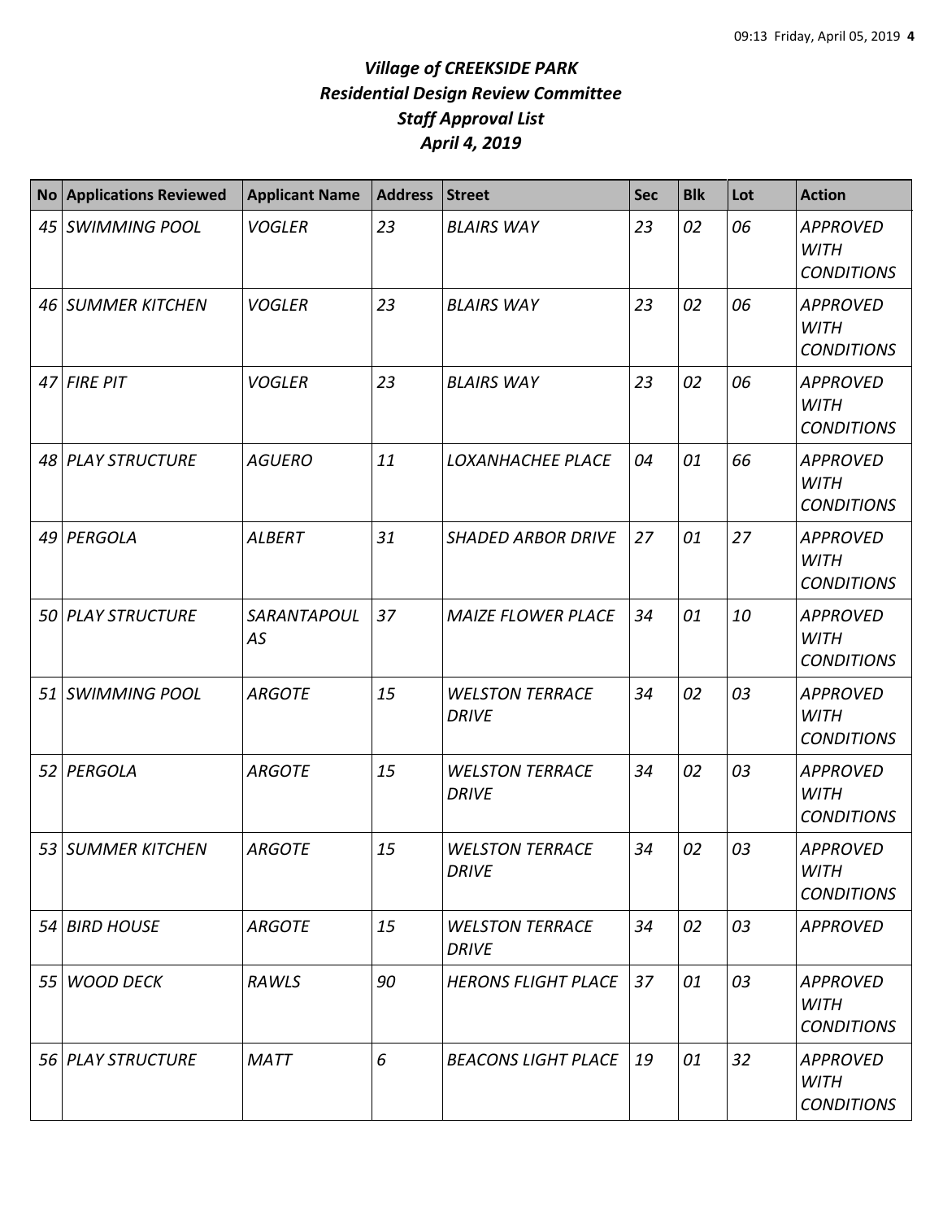# *Village of CREEKSIDE PARK*
## *Residential Design Review Committee*
## *Staff Approval List*
## *April 4, 2019*

| No | Applications Reviewed | Applicant Name | Address | Street | Sec | Blk | Lot | Action |
|---|---|---|---|---|---|---|---|---|
| *45* | *SWIMMING POOL* | *VOGLER* | *23* | *BLAIRS WAY* | *23* | *02* | *06* | *APPROVED WITH CONDITIONS* |
| *46* | *SUMMER KITCHEN* | *VOGLER* | *23* | *BLAIRS WAY* | *23* | *02* | *06* | *APPROVED WITH CONDITIONS* |
| *47* | *FIRE PIT* | *VOGLER* | *23* | *BLAIRS WAY* | *23* | *02* | *06* | *APPROVED WITH CONDITIONS* |
| *48* | *PLAY STRUCTURE* | *AGUERO* | *11* | *LOXANHACHEE PLACE* | *04* | *01* | *66* | *APPROVED WITH CONDITIONS* |
| *49* | *PERGOLA* | *ALBERT* | *31* | *SHADED ARBOR DRIVE* | *27* | *01* | *27* | *APPROVED WITH CONDITIONS* |
| *50* | *PLAY STRUCTURE* | *SARANTAPOULAS* | *37* | *MAIZE FLOWER PLACE* | *34* | *01* | *10* | *APPROVED WITH CONDITIONS* |
| *51* | *SWIMMING POOL* | *ARGOTE* | *15* | *WELSTON TERRACE DRIVE* | *34* | *02* | *03* | *APPROVED WITH CONDITIONS* |
| *52* | *PERGOLA* | *ARGOTE* | *15* | *WELSTON TERRACE DRIVE* | *34* | *02* | *03* | *APPROVED WITH CONDITIONS* |
| *53* | *SUMMER KITCHEN* | *ARGOTE* | *15* | *WELSTON TERRACE DRIVE* | *34* | *02* | *03* | *APPROVED WITH CONDITIONS* |
| *54* | *BIRD HOUSE* | *ARGOTE* | *15* | *WELSTON TERRACE DRIVE* | *34* | *02* | *03* | *APPROVED* |
| *55* | *WOOD DECK* | *RAWLS* | *90* | *HERONS FLIGHT PLACE* | *37* | *01* | *03* | *APPROVED WITH CONDITIONS* |
| *56* | *PLAY STRUCTURE* | *MATT* | *6* | *BEACONS LIGHT PLACE* | *19* | *01* | *32* | *APPROVED WITH CONDITIONS* |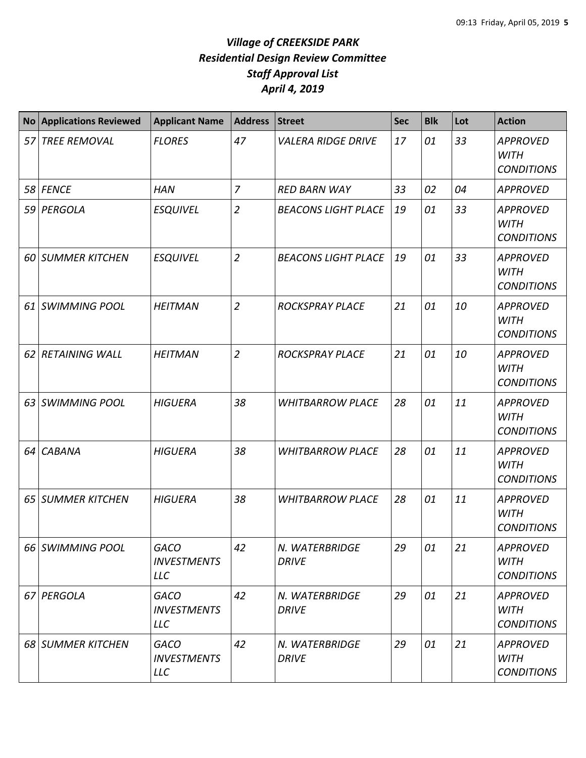# *Village of CREEKSIDE PARK*
# *Residential Design Review Committee*
# *Staff Approval List*
# *April 4, 2019*

| No | Applications Reviewed | Applicant Name | Address | Street | Sec | Blk | Lot | Action |
|---|---|---|---|---|---|---|---|---|
| 57 | TREE REMOVAL | FLORES | 47 | VALERA RIDGE DRIVE | 17 | 01 | 33 | APPROVED WITH CONDITIONS |
| 58 | FENCE | HAN | 7 | RED BARN WAY | 33 | 02 | 04 | APPROVED |
| 59 | PERGOLA | ESQUIVEL | 2 | BEACONS LIGHT PLACE | 19 | 01 | 33 | APPROVED WITH CONDITIONS |
| 60 | SUMMER KITCHEN | ESQUIVEL | 2 | BEACONS LIGHT PLACE | 19 | 01 | 33 | APPROVED WITH CONDITIONS |
| 61 | SWIMMING POOL | HEITMAN | 2 | ROCKSPRAY PLACE | 21 | 01 | 10 | APPROVED WITH CONDITIONS |
| 62 | RETAINING WALL | HEITMAN | 2 | ROCKSPRAY PLACE | 21 | 01 | 10 | APPROVED WITH CONDITIONS |
| 63 | SWIMMING POOL | HIGUERA | 38 | WHITBARROW PLACE | 28 | 01 | 11 | APPROVED WITH CONDITIONS |
| 64 | CABANA | HIGUERA | 38 | WHITBARROW PLACE | 28 | 01 | 11 | APPROVED WITH CONDITIONS |
| 65 | SUMMER KITCHEN | HIGUERA | 38 | WHITBARROW PLACE | 28 | 01 | 11 | APPROVED WITH CONDITIONS |
| 66 | SWIMMING POOL | GACO INVESTMENTS LLC | 42 | N. WATERBRIDGE DRIVE | 29 | 01 | 21 | APPROVED WITH CONDITIONS |
| 67 | PERGOLA | GACO INVESTMENTS LLC | 42 | N. WATERBRIDGE DRIVE | 29 | 01 | 21 | APPROVED WITH CONDITIONS |
| 68 | SUMMER KITCHEN | GACO INVESTMENTS LLC | 42 | N. WATERBRIDGE DRIVE | 29 | 01 | 21 | APPROVED WITH CONDITIONS |